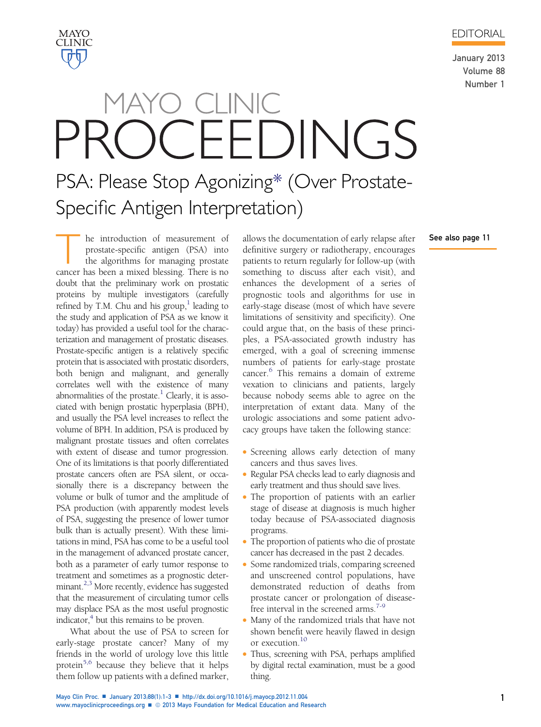EDITORIAL

# PSA: Please Stop Agonizing* (Over Prostate-Specific Antigen Interpretation)

See also page 11

The introduction of measurement of prostate-specific antigen (PSA) into the algorithms for managing prostate cancer has been a mixed blessing. There is no doubt that the preliminary work on prostatic proteins by multiple investigators (carefully refined by T.M. Chu and his group,[1] leading to the study and application of PSA as we know it today) has provided a useful tool for the characterization and management of prostatic diseases. Prostate-specific antigen is a relatively specific protein that is associated with prostatic disorders, both benign and malignant, and generally correlates well with the existence of many abnormalities of the prostate.[1] Clearly, it is associated with benign prostatic hyperplasia (BPH), and usually the PSA level increases to reflect the volume of BPH. In addition, PSA is produced by malignant prostate tissues and often correlates with extent of disease and tumor progression. One of its limitations is that poorly differentiated prostate cancers often are PSA silent, or occasionally there is a discrepancy between the volume or bulk of tumor and the amplitude of PSA production (with apparently modest levels of PSA, suggesting the presence of lower tumor bulk than is actually present). With these limitations in mind, PSA has come to be a useful tool in the management of advanced prostate cancer, both as a parameter of early tumor response to treatment and sometimes as a prognostic determinant.[2,3] More recently, evidence has suggested that the measurement of circulating tumor cells may displace PSA as the most useful prognostic indicator,[4] but this remains to be proven.

What about the use of PSA to screen for early-stage prostate cancer? Many of my friends in the world of urology love this little protein[5,6] because they believe that it helps them follow up patients with a defined marker, allows the documentation of early relapse after definitive surgery or radiotherapy, encourages patients to return regularly for follow-up (with something to discuss after each visit), and enhances the development of a series of prognostic tools and algorithms for use in early-stage disease (most of which have severe limitations of sensitivity and specificity). One could argue that, on the basis of these principles, a PSA-associated growth industry has emerged, with a goal of screening immense numbers of patients for early-stage prostate cancer.[6] This remains a domain of extreme vexation to clinicians and patients, largely because nobody seems able to agree on the interpretation of extant data. Many of the urologic associations and some patient advocacy groups have taken the following stance:

- Screening allows early detection of many cancers and thus saves lives.
- Regular PSA checks lead to early diagnosis and early treatment and thus should save lives.
- The proportion of patients with an earlier stage of disease at diagnosis is much higher today because of PSA-associated diagnosis programs.
- The proportion of patients who die of prostate cancer has decreased in the past 2 decades.
- Some randomized trials, comparing screened and unscreened control populations, have demonstrated reduction of deaths from prostate cancer or prolongation of disease-free interval in the screened arms.[7-9]
- Many of the randomized trials that have not shown benefit were heavily flawed in design or execution.[10]
- Thus, screening with PSA, perhaps amplified by digital rectal examination, must be a good thing.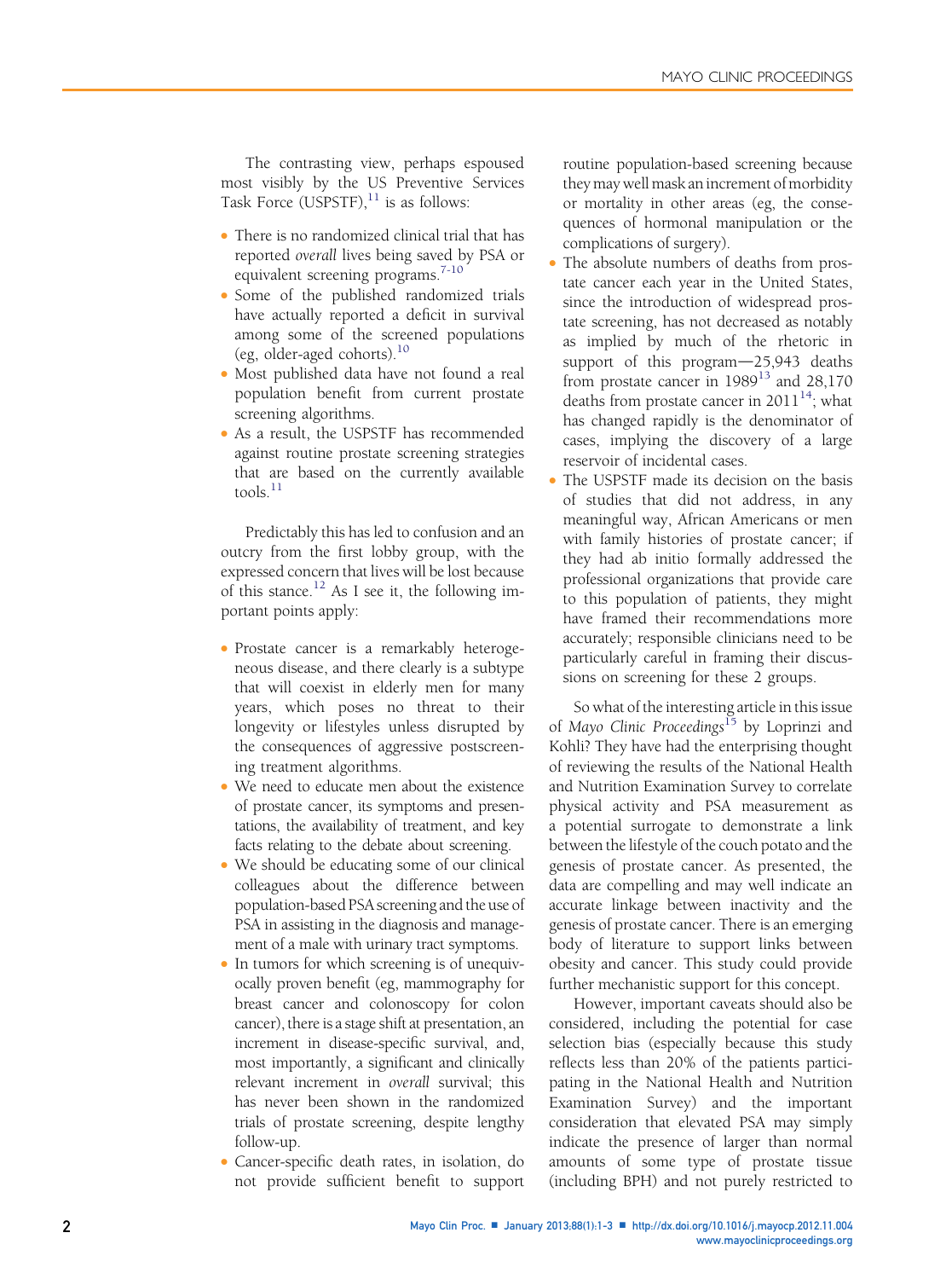The contrasting view, perhaps espoused most visibly by the US Preventive Services Task Force (USPSTF),[11] is as follows:

- There is no randomized clinical trial that has reported *overall* lives being saved by PSA or equivalent screening programs.[7-10]
- Some of the published randomized trials have actually reported a deficit in survival among some of the screened populations (eg, older-aged cohorts).[10]
- Most published data have not found a real population benefit from current prostate screening algorithms.
- As a result, the USPSTF has recommended against routine prostate screening strategies that are based on the currently available tools.[11]

Predictably this has led to confusion and an outcry from the first lobby group, with the expressed concern that lives will be lost because of this stance.[12] As I see it, the following important points apply:

- Prostate cancer is a remarkably heterogeneous disease, and there clearly is a subtype that will coexist in elderly men for many years, which poses no threat to their longevity or lifestyles unless disrupted by the consequences of aggressive postscreening treatment algorithms.
- We need to educate men about the existence of prostate cancer, its symptoms and presentations, the availability of treatment, and key facts relating to the debate about screening.
- We should be educating some of our clinical colleagues about the difference between population-based PSA screening and the use of PSA in assisting in the diagnosis and management of a male with urinary tract symptoms.
- In tumors for which screening is of unequivocally proven benefit (eg, mammography for breast cancer and colonoscopy for colon cancer), there is a stage shift at presentation, an increment in disease-specific survival, and, most importantly, a significant and clinically relevant increment in *overall* survival; this has never been shown in the randomized trials of prostate screening, despite lengthy follow-up.
- Cancer-specific death rates, in isolation, do not provide sufficient benefit to support routine population-based screening because they may well mask an increment of morbidity or mortality in other areas (eg, the consequences of hormonal manipulation or the complications of surgery).
- The absolute numbers of deaths from prostate cancer each year in the United States, since the introduction of widespread prostate screening, has not decreased as notably as implied by much of the rhetoric in support of this program—25,943 deaths from prostate cancer in 1989[13] and 28,170 deaths from prostate cancer in 2011[14]; what has changed rapidly is the denominator of cases, implying the discovery of a large reservoir of incidental cases.
- The USPSTF made its decision on the basis of studies that did not address, in any meaningful way, African Americans or men with family histories of prostate cancer; if they had ab initio formally addressed the professional organizations that provide care to this population of patients, they might have framed their recommendations more accurately; responsible clinicians need to be particularly careful in framing their discussions on screening for these 2 groups.

So what of the interesting article in this issue of *Mayo Clinic Proceedings*[15] by Loprinzi and Kohli? They have had the enterprising thought of reviewing the results of the National Health and Nutrition Examination Survey to correlate physical activity and PSA measurement as a potential surrogate to demonstrate a link between the lifestyle of the couch potato and the genesis of prostate cancer. As presented, the data are compelling and may well indicate an accurate linkage between inactivity and the genesis of prostate cancer. There is an emerging body of literature to support links between obesity and cancer. This study could provide further mechanistic support for this concept.

However, important caveats should also be considered, including the potential for case selection bias (especially because this study reflects less than 20% of the patients participating in the National Health and Nutrition Examination Survey) and the important consideration that elevated PSA may simply indicate the presence of larger than normal amounts of some type of prostate tissue (including BPH) and not purely restricted to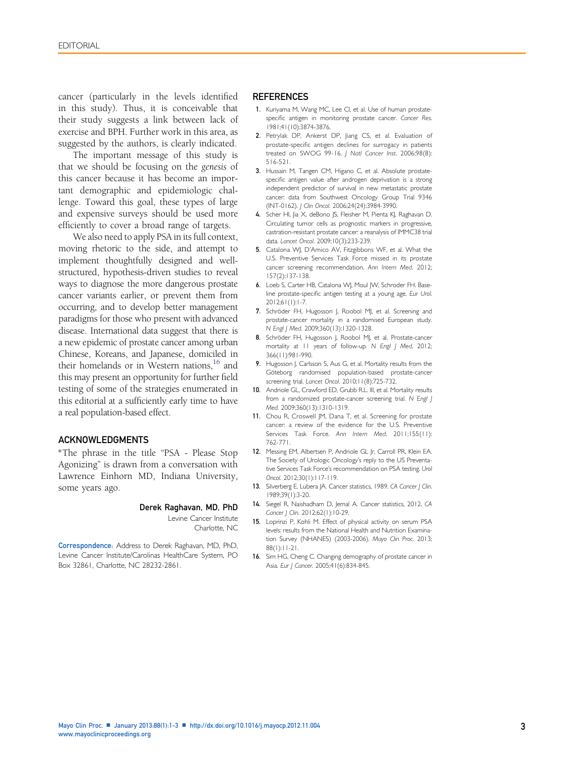cancer (particularly in the levels identified in this study). Thus, it is conceivable that their study suggests a link between lack of exercise and BPH. Further work in this area, as suggested by the authors, is clearly indicated.

The important message of this study is that we should be focusing on the *genesis* of this cancer because it has become an important demographic and epidemiologic challenge. Toward this goal, these types of large and expensive surveys should be used more efficiently to cover a broad range of targets.

We also need to apply PSA in its full context, moving rhetoric to the side, and attempt to implement thoughtfully designed and well-structured, hypothesis-driven studies to reveal ways to diagnose the more dangerous prostate cancer variants earlier, or prevent them from occurring, and to develop better management paradigms for those who present with advanced disease. International data suggest that there is a new epidemic of prostate cancer among urban Chinese, Koreans, and Japanese, domiciled in their homelands or in Western nations,[16] and this may present an opportunity for further field testing of some of the strategies enumerated in this editorial at a sufficiently early time to have a real population-based effect.

## ACKNOWLEDGMENTS

*The phrase in the title "PSA - Please Stop Agonizing" is drawn from a conversation with Lawrence Einhorn MD, Indiana University, some years ago.

**Derek Raghavan, MD, PhD**
Levine Cancer Institute
Charlotte, NC

**Correspondence:** Address to Derek Raghavan, MD, PhD, Levine Cancer Institute/Carolinas HealthCare System, PO Box 32861, Charlotte, NC 28232-2861.

## REFERENCES

1. Kuriyama M, Wang MC, Lee CI, et al. Use of human prostate-specific antigen in monitoring prostate cancer. *Cancer Res.* 1981;41(10):3874-3876.
2. Petrylak DP, Ankerst DP, Jiang CS, et al. Evaluation of prostate-specific antigen declines for surrogacy in patients treated on SWOG 99-16. *J Natl Cancer Inst.* 2006;98(8):516-521.
3. Hussain M, Tangen CM, Higano C, et al. Absolute prostate-specific antigen value after androgen deprivation is a strong independent predictor of survival in new metastatic prostate cancer: data from Southwest Oncology Group Trial 9346 (INT-0162). *J Clin Oncol.* 2006;24(24):3984-3990.
4. Scher HI, Jia X, deBono JS, Fleisher M, Pienta KJ, Raghavan D. Circulating tumor cells as prognostic markers in progressive, castration-resistant prostate cancer: a reanalysis of IMMC38 trial data. *Lancet Oncol.* 2009;10(3):233-239.
5. Catalona WJ, D'Amico AV, Fitzgibbons WF, et al. What the U.S. Preventive Services Task Force missed in its prostate cancer screening recommendation. *Ann Intern Med.* 2012;157(2):137-138.
6. Loeb S, Carter HB, Catalona WJ, Moul JW, Schroder FH. Baseline prostate-specific antigen testing at a young age. *Eur Urol.* 2012;61(1):1-7.
7. Schröder FH, Hugosson J, Roobol MJ, et al. Screening and prostate-cancer mortality in a randomised European study. *N Engl J Med.* 2009;360(13):1320-1328.
8. Schröder FH, Hugosson J, Roobol MJ, et al. Prostate-cancer mortality at 11 years of follow-up. *N Engl J Med.* 2012;366(11):981-990.
9. Hugosson J, Carlsson S, Aus G, et al. Mortality results from the Göteborg randomised population-based prostate-cancer screening trial. *Lancet Oncol.* 2010;11(8):725-732.
10. Andriole GL, Crawford ED, Grubb RL III, et al. Mortality results from a randomized prostate-cancer screening trial. *N Engl J Med.* 2009;360(13):1310-1319.
11. Chou R, Croswell JM, Dana T, et al. Screening for prostate cancer: a review of the evidence for the U.S. Preventive Services Task Force. *Ann Intern Med.* 2011;155(11):762-771.
12. Messing EM, Albertsen P, Andriole GL Jr, Carroll PR, Klein EA. The Society of Urologic Oncology's reply to the US Preventative Services Task Force's recommendation on PSA testing. *Urol Oncol.* 2012;30(1):117-119.
13. Silverberg E, Lubera JA. Cancer statistics, 1989. *CA Cancer J Clin.* 1989;39(1):3-20.
14. Siegel R, Naishadham D, Jemal A. Cancer statistics, 2012. *CA Cancer J Clin.* 2012;62(1):10-29.
15. Loprinzi P, Kohli M. Effect of physical activity on serum PSA levels: results from the National Health and Nutrition Examination Survey (NHANES) (2003-2006). *Mayo Clin Proc.* 2013;88(1):11-21.
16. Sim HG, Cheng C. Changing demography of prostate cancer in Asia. *Eur J Cancer.* 2005;41(6):834-845.